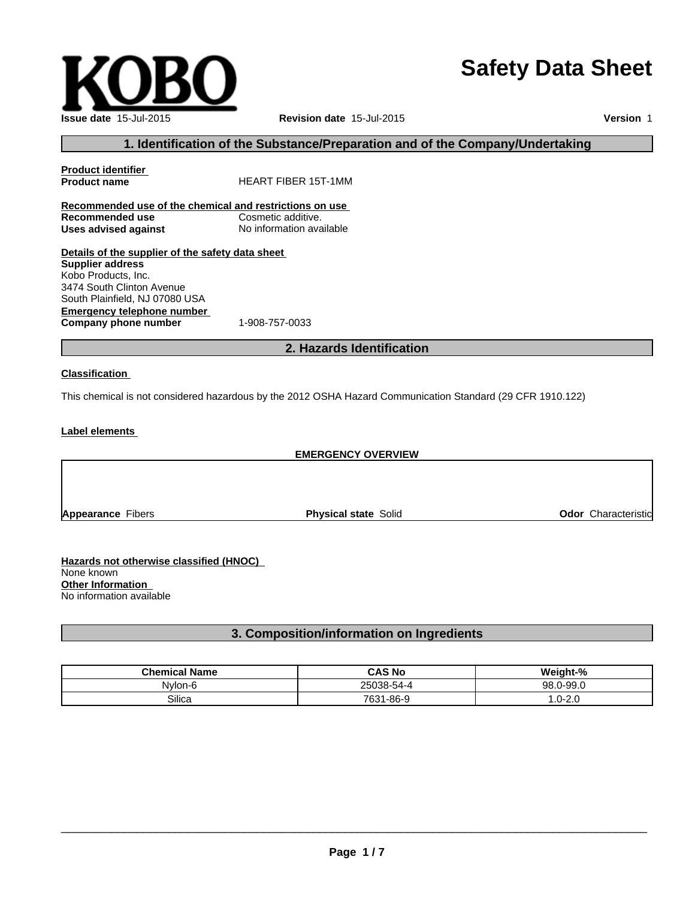KOBO

# Safety Data Sheet

**Issue date** 15-Jul-2015 **Revision date** 15-Jul-2015 **Version** 1

## 1. Identification of the Substance/Preparation and of the Company/Undertaking

**Product identifier**

**Product name** HEART FIBER 15T-1MM

**Recommended use of the chemical and restrictions on use**

**Recommended use** Cosmetic additive.

**Uses advised against** No information available

**Details of the supplier of the safety data sheet**

**Supplier address**

Kobo Products, Inc.
3474 South Clinton Avenue
South Plainfield, NJ 07080 USA

**Emergency telephone number**

**Company phone number** 1-908-757-0033

## 2. Hazards Identification

**Classification**

This chemical is not considered hazardous by the 2012 OSHA Hazard Communication Standard (29 CFR 1910.122)

**Label elements**

**EMERGENCY OVERVIEW**

**Appearance** Fibers **Physical state** Solid **Odor** Characteristic

**Hazards not otherwise classified (HNOC)**

None known

**Other Information**

No information available

## 3. Composition/information on Ingredients

| Chemical Name | CAS No | Weight-% |
|---|---|---|
| Nylon-6 | 25038-54-4 | 98.0-99.0 |
| Silica | 7631-86-9 | 1.0-2.0 |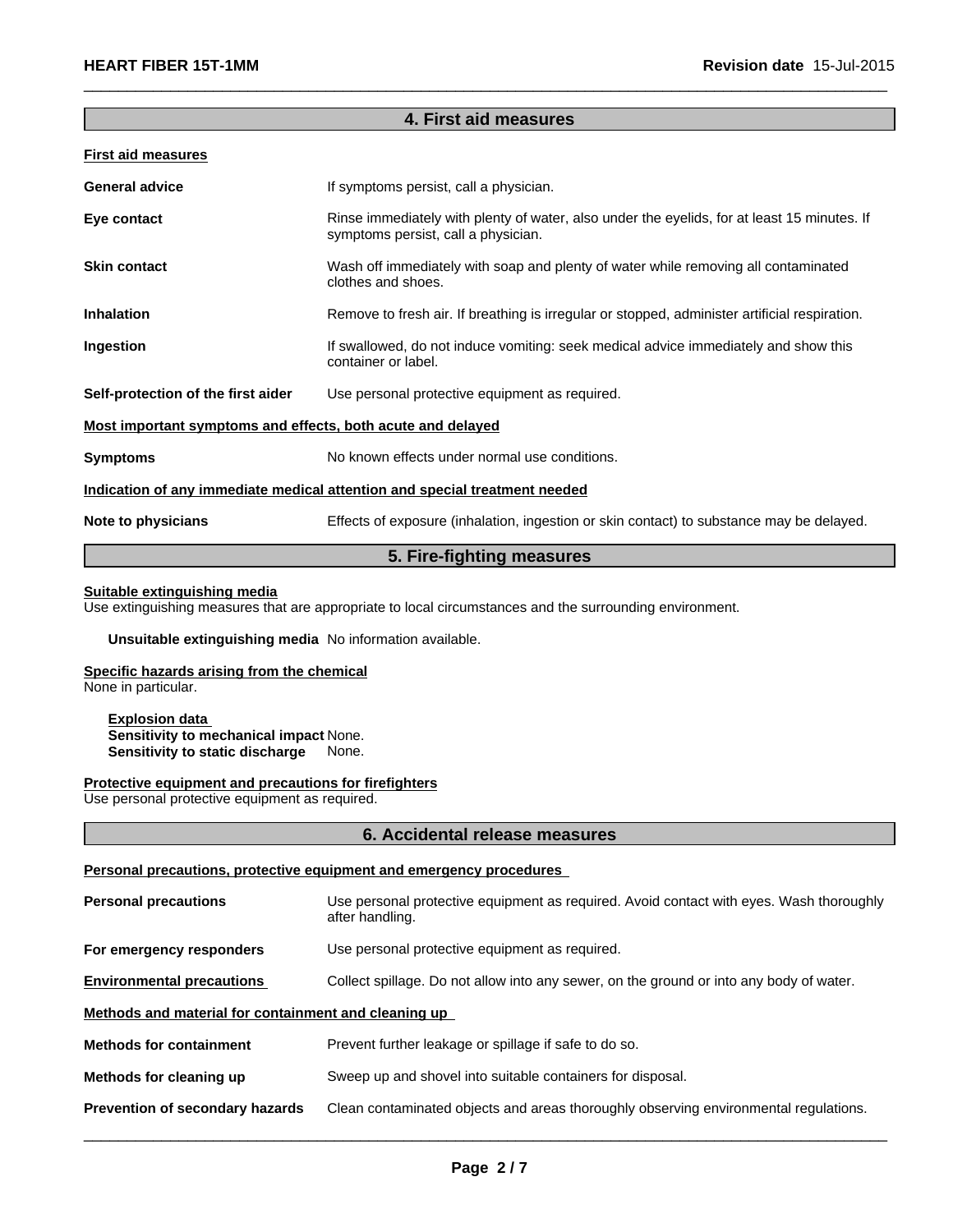## 4. First aid measures

**First aid measures**

| | |
|---|---|
| **General advice** | If symptoms persist, call a physician. |
| **Eye contact** | Rinse immediately with plenty of water, also under the eyelids, for at least 15 minutes. If symptoms persist, call a physician. |
| **Skin contact** | Wash off immediately with soap and plenty of water while removing all contaminated clothes and shoes. |
| **Inhalation** | Remove to fresh air. If breathing is irregular or stopped, administer artificial respiration. |
| **Ingestion** | If swallowed, do not induce vomiting: seek medical advice immediately and show this container or label. |
| **Self-protection of the first aider** | Use personal protective equipment as required. |

**Most important symptoms and effects, both acute and delayed**

| | |
|---|---|
| **Symptoms** | No known effects under normal use conditions. |

**Indication of any immediate medical attention and special treatment needed**

| | |
|---|---|
| **Note to physicians** | Effects of exposure (inhalation, ingestion or skin contact) to substance may be delayed. |

## 5. Fire-fighting measures

**Suitable extinguishing media**

Use extinguishing measures that are appropriate to local circumstances and the surrounding environment.

**Unsuitable extinguishing media** No information available.

**Specific hazards arising from the chemical**

None in particular.

**Explosion data**
**Sensitivity to mechanical impact** None.
**Sensitivity to static discharge** None.

**Protective equipment and precautions for firefighters**

Use personal protective equipment as required.

## 6. Accidental release measures

**Personal precautions, protective equipment and emergency procedures**

| | |
|---|---|
| **Personal precautions** | Use personal protective equipment as required. Avoid contact with eyes. Wash thoroughly after handling. |
| **For emergency responders** | Use personal protective equipment as required. |
| **Environmental precautions** | Collect spillage. Do not allow into any sewer, on the ground or into any body of water. |

**Methods and material for containment and cleaning up**

| | |
|---|---|
| **Methods for containment** | Prevent further leakage or spillage if safe to do so. |
| **Methods for cleaning up** | Sweep up and shovel into suitable containers for disposal. |
| **Prevention of secondary hazards** | Clean contaminated objects and areas thoroughly observing environmental regulations. |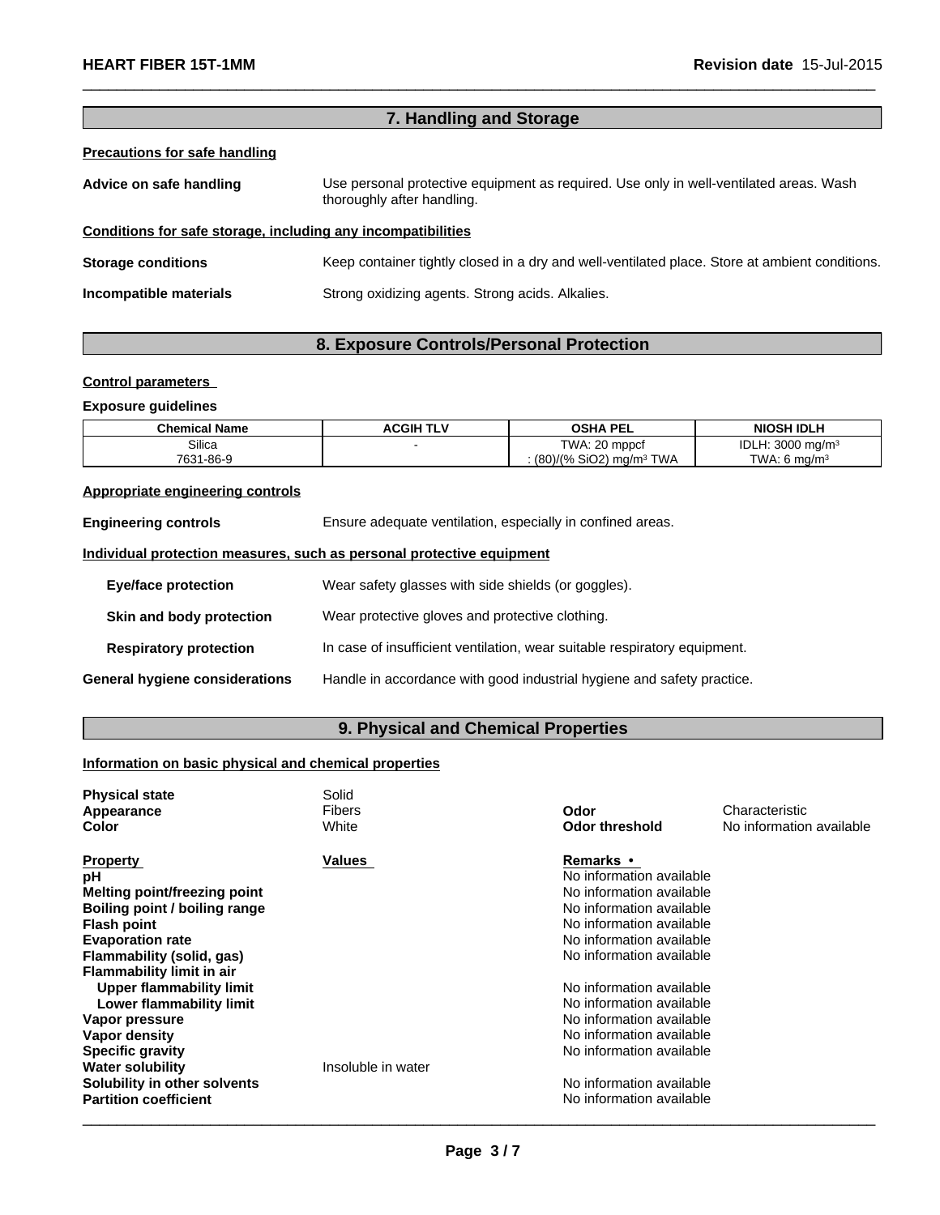## 7. Handling and Storage

**Precautions for safe handling**

**Advice on safe handling** Use personal protective equipment as required. Use only in well-ventilated areas. Wash thoroughly after handling.

**Conditions for safe storage, including any incompatibilities**

**Storage conditions** Keep container tightly closed in a dry and well-ventilated place. Store at ambient conditions.

**Incompatible materials** Strong oxidizing agents. Strong acids. Alkalies.

## 8. Exposure Controls/Personal Protection

**Control parameters**

**Exposure guidelines**

| Chemical Name | ACGIH TLV | OSHA PEL | NIOSH IDLH |
|---|---|---|---|
| Silica<br>7631-86-9 | - | TWA: 20 mppcf<br>: (80)/(% SiO2) mg/m³ TWA | IDLH: 3000 mg/m³<br>TWA: 6 mg/m³ |

**Appropriate engineering controls**

**Engineering controls** Ensure adequate ventilation, especially in confined areas.

**Individual protection measures, such as personal protective equipment**

**Eye/face protection** Wear safety glasses with side shields (or goggles).

**Skin and body protection** Wear protective gloves and protective clothing.

**Respiratory protection** In case of insufficient ventilation, wear suitable respiratory equipment.

**General hygiene considerations** Handle in accordance with good industrial hygiene and safety practice.

## 9. Physical and Chemical Properties

**Information on basic physical and chemical properties**

**Physical state** Solid
**Appearance** Fibers
**Color** White
**Odor** Characteristic
**Odor threshold** No information available

| Property | Values | Remarks • |
|---|---|---|
| pH | | No information available |
| Melting point/freezing point | | No information available |
| Boiling point / boiling range | | No information available |
| Flash point | | No information available |
| Evaporation rate | | No information available |
| Flammability (solid, gas) | | No information available |
| Flammability limit in air | | |
| Upper flammability limit | | No information available |
| Lower flammability limit | | No information available |
| Vapor pressure | | No information available |
| Vapor density | | No information available |
| Specific gravity | | No information available |
| Water solubility | Insoluble in water | |
| Solubility in other solvents | | No information available |
| Partition coefficient | | No information available |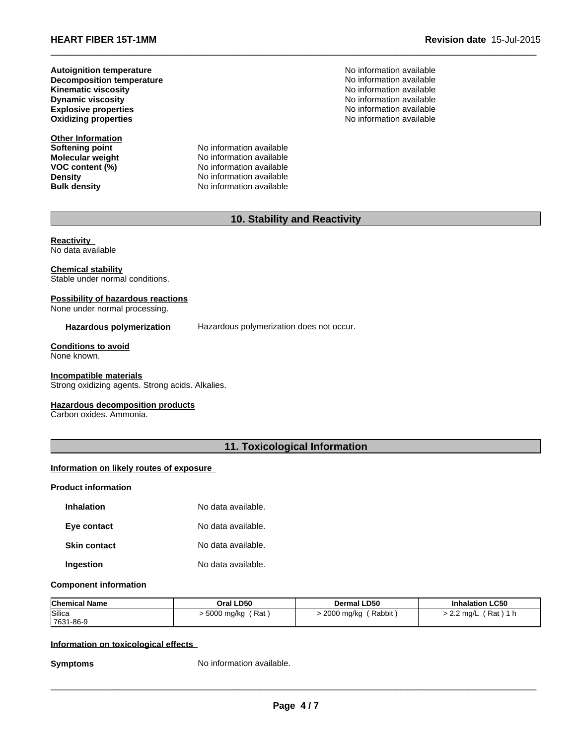| | |
|---|---|
| **Autoignition temperature** | No information available |
| **Decomposition temperature** | No information available |
| **Kinematic viscosity** | No information available |
| **Dynamic viscosity** | No information available |
| **Explosive properties** | No information available |
| **Oxidizing properties** | No information available |

**Other Information**

| | |
|---|---|
| **Softening point** | No information available |
| **Molecular weight** | No information available |
| **VOC content (%)** | No information available |
| **Density** | No information available |
| **Bulk density** | No information available |

## 10. Stability and Reactivity

**Reactivity**
No data available

**Chemical stability**
Stable under normal conditions.

**Possibility of hazardous reactions**
None under normal processing.

**Hazardous polymerization** Hazardous polymerization does not occur.

**Conditions to avoid**
None known.

**Incompatible materials**
Strong oxidizing agents. Strong acids. Alkalies.

**Hazardous decomposition products**
Carbon oxides. Ammonia.

## 11. Toxicological Information

**Information on likely routes of exposure**

**Product information**

| | |
|---|---|
| **Inhalation** | No data available. |
| **Eye contact** | No data available. |
| **Skin contact** | No data available. |
| **Ingestion** | No data available. |

**Component information**

| Chemical Name | Oral LD50 | Dermal LD50 | Inhalation LC50 |
|---|---|---|---|
| Silica 7631-86-9 | > 5000 mg/kg ( Rat ) | > 2000 mg/kg ( Rabbit ) | > 2.2 mg/L ( Rat ) 1 h |

**Information on toxicological effects**

**Symptoms** No information available.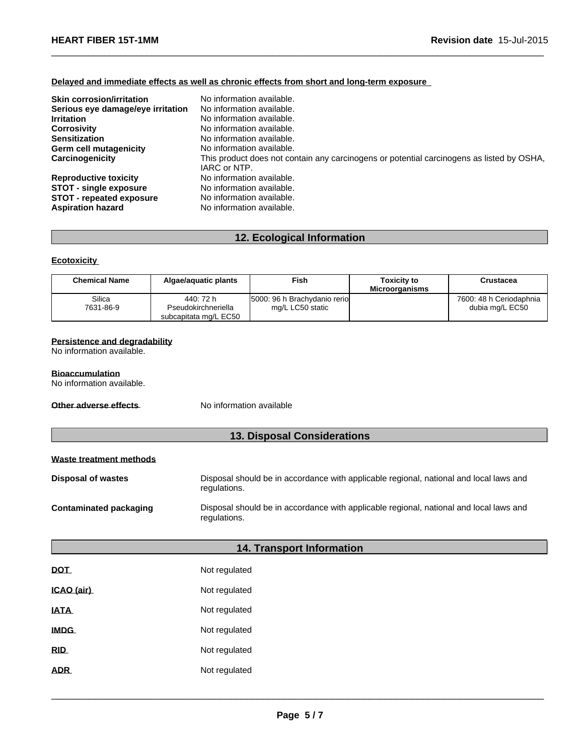**Delayed and immediate effects as well as chronic effects from short and long-term exposure**

| | |
|---|---|
| **Skin corrosion/irritation** | No information available. |
| **Serious eye damage/eye irritation** | No information available. |
| **Irritation** | No information available. |
| **Corrosivity** | No information available. |
| **Sensitization** | No information available. |
| **Germ cell mutagenicity** | No information available. |
| **Carcinogenicity** | This product does not contain any carcinogens or potential carcinogens as listed by OSHA, IARC or NTP. |
| **Reproductive toxicity** | No information available. |
| **STOT - single exposure** | No information available. |
| **STOT - repeated exposure** | No information available. |
| **Aspiration hazard** | No information available. |

## 12. Ecological Information

**Ecotoxicity**

| Chemical Name | Algae/aquatic plants | Fish | Toxicity to Microorganisms | Crustacea |
|---|---|---|---|---|
| Silica 7631-86-9 | 440: 72 h Pseudokirchneriella subcapitata mg/L EC50 | 5000: 96 h Brachydanio rerio mg/L LC50 static | | 7600: 48 h Ceriodaphnia dubia mg/L EC50 |

**Persistence and degradability**
No information available.

**Bioaccumulation**
No information available.

**Other adverse effects** No information available

## 13. Disposal Considerations

**Waste treatment methods**

**Disposal of wastes** Disposal should be in accordance with applicable regional, national and local laws and regulations.

**Contaminated packaging** Disposal should be in accordance with applicable regional, national and local laws and regulations.

## 14. Transport Information

| | |
|---|---|
| **DOT** | Not regulated |
| **ICAO (air)** | Not regulated |
| **IATA** | Not regulated |
| **IMDG** | Not regulated |
| **RID** | Not regulated |
| **ADR** | Not regulated |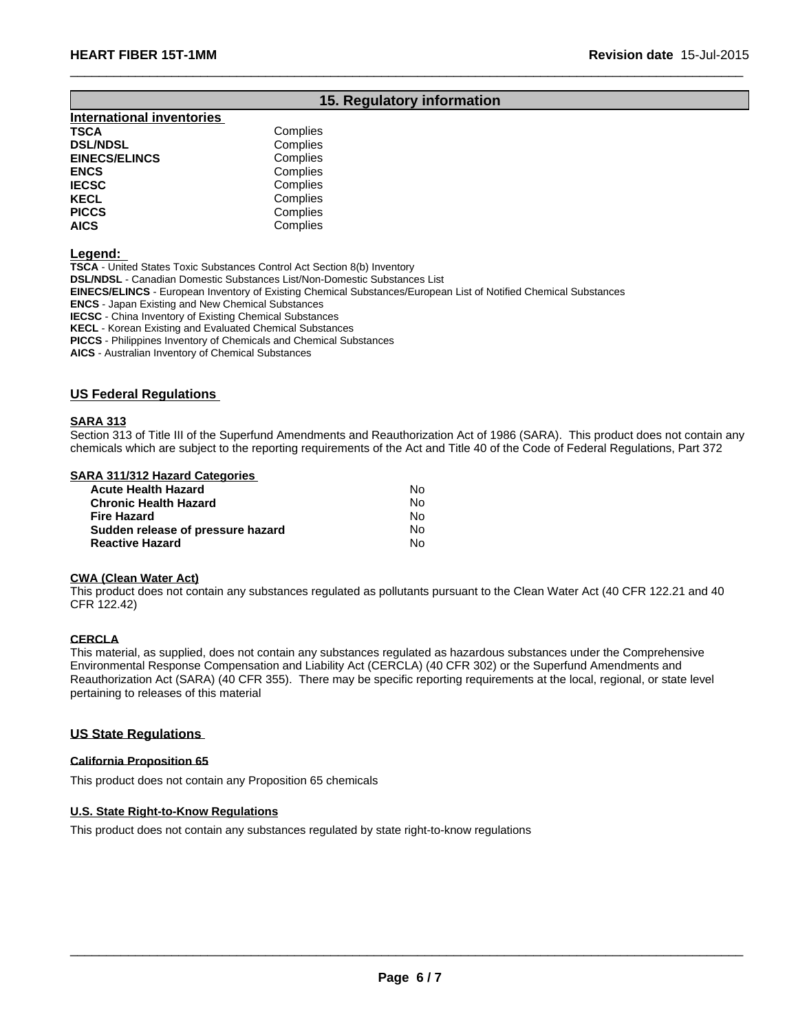## 15. Regulatory information

### International inventories

| | |
|---|---|
| **TSCA** | Complies |
| **DSL/NDSL** | Complies |
| **EINECS/ELINCS** | Complies |
| **ENCS** | Complies |
| **IECSC** | Complies |
| **KECL** | Complies |
| **PICCS** | Complies |
| **AICS** | Complies |

### Legend:

**TSCA** - United States Toxic Substances Control Act Section 8(b) Inventory
**DSL/NDSL** - Canadian Domestic Substances List/Non-Domestic Substances List
**EINECS/ELINCS** - European Inventory of Existing Chemical Substances/European List of Notified Chemical Substances
**ENCS** - Japan Existing and New Chemical Substances
**IECSC** - China Inventory of Existing Chemical Substances
**KECL** - Korean Existing and Evaluated Chemical Substances
**PICCS** - Philippines Inventory of Chemicals and Chemical Substances
**AICS** - Australian Inventory of Chemical Substances

### US Federal Regulations

#### SARA 313

Section 313 of Title III of the Superfund Amendments and Reauthorization Act of 1986 (SARA). This product does not contain any chemicals which are subject to the reporting requirements of the Act and Title 40 of the Code of Federal Regulations, Part 372

#### SARA 311/312 Hazard Categories

| | |
|---|---|
| **Acute Health Hazard** | No |
| **Chronic Health Hazard** | No |
| **Fire Hazard** | No |
| **Sudden release of pressure hazard** | No |
| **Reactive Hazard** | No |

#### CWA (Clean Water Act)

This product does not contain any substances regulated as pollutants pursuant to the Clean Water Act (40 CFR 122.21 and 40 CFR 122.42)

#### CERCLA

This material, as supplied, does not contain any substances regulated as hazardous substances under the Comprehensive Environmental Response Compensation and Liability Act (CERCLA) (40 CFR 302) or the Superfund Amendments and Reauthorization Act (SARA) (40 CFR 355). There may be specific reporting requirements at the local, regional, or state level pertaining to releases of this material

### US State Regulations

#### California Proposition 65

This product does not contain any Proposition 65 chemicals

#### U.S. State Right-to-Know Regulations

This product does not contain any substances regulated by state right-to-know regulations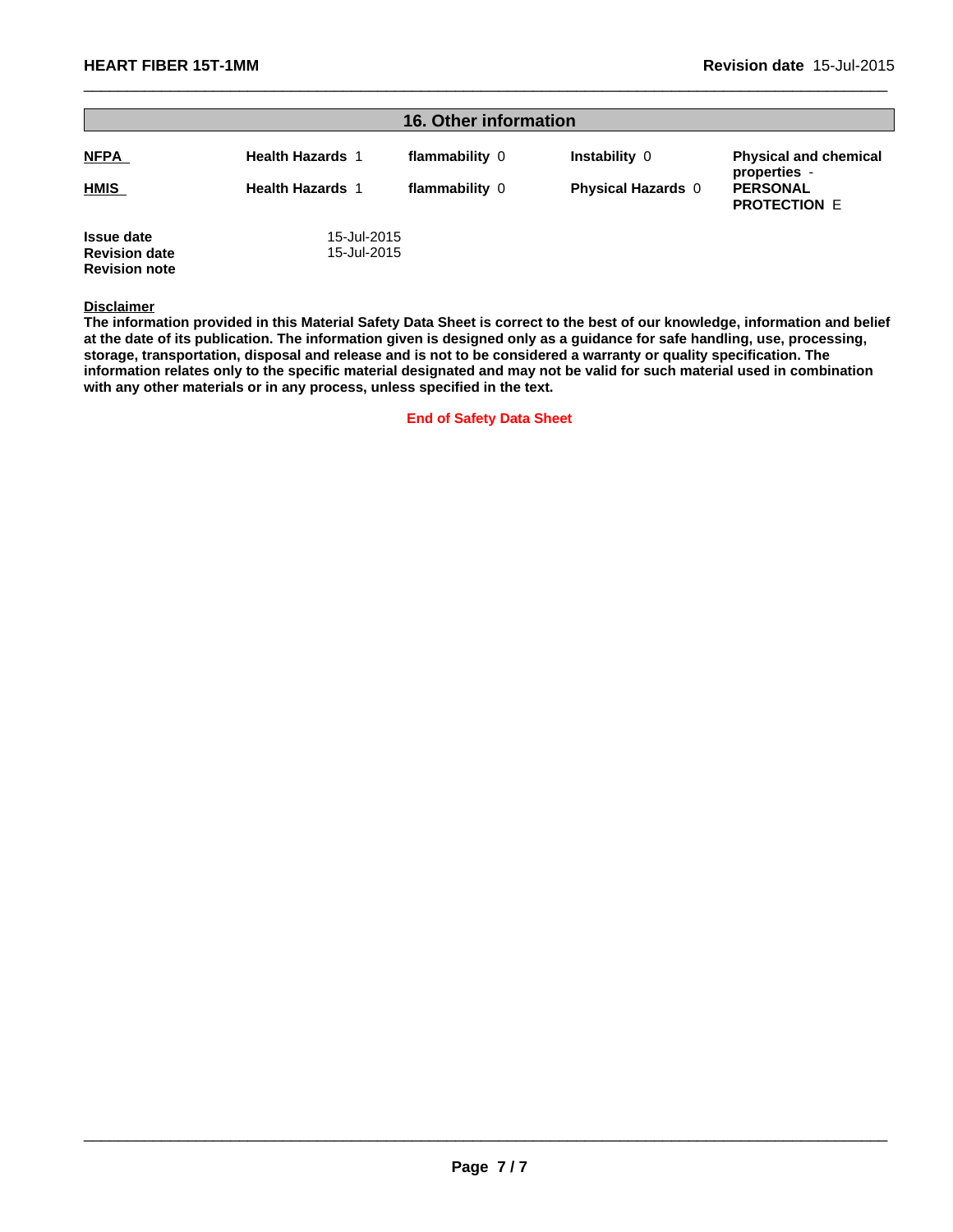## 16. Other information

| | | | | |
|---|---|---|---|---|
| **NFPA** | **Health Hazards** 1 | **flammability** 0 | **Instability** 0 | **Physical and chemical properties** - |
| **HMIS** | **Health Hazards** 1 | **flammability** 0 | **Physical Hazards** 0 | **PERSONAL PROTECTION** E |

**Issue date** 15-Jul-2015
**Revision date** 15-Jul-2015
**Revision note**

**Disclaimer**
**The information provided in this Material Safety Data Sheet is correct to the best of our knowledge, information and belief at the date of its publication. The information given is designed only as a guidance for safe handling, use, processing, storage, transportation, disposal and release and is not to be considered a warranty or quality specification. The information relates only to the specific material designated and may not be valid for such material used in combination with any other materials or in any process, unless specified in the text.**

**End of Safety Data Sheet**